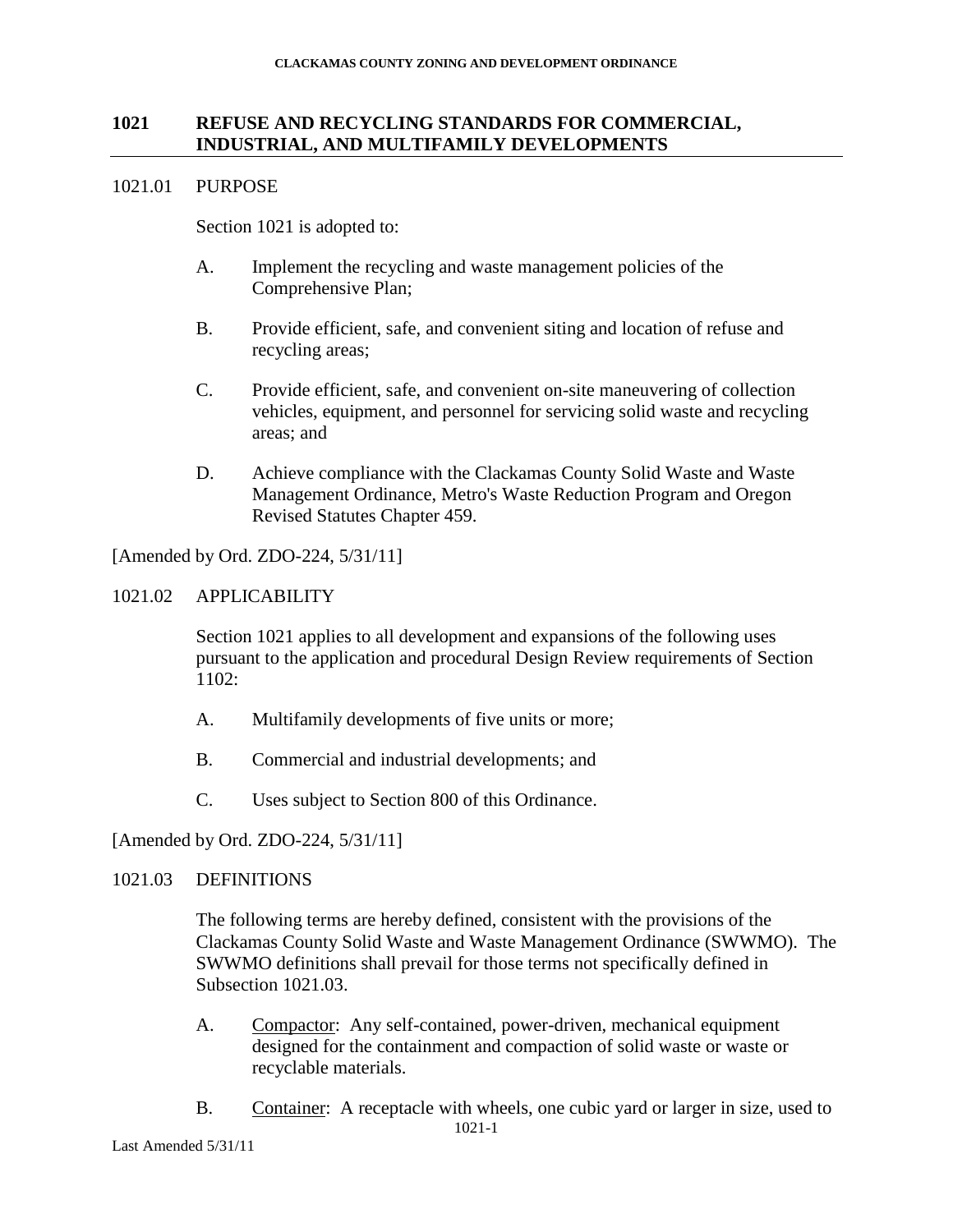## 1021 REFUSE AND RECYCLING STANDARDS FOR COMMERCIAL, INDUSTRIAL, AND MULTIFAMILY DEVELOPMENTS

### 1021.01 PURPOSE

Section 1021 is adopted to:

A. Implement the recycling and waste management policies of the Comprehensive Plan;

B. Provide efficient, safe, and convenient siting and location of refuse and recycling areas;

C. Provide efficient, safe, and convenient on-site maneuvering of collection vehicles, equipment, and personnel for servicing solid waste and recycling areas; and

D. Achieve compliance with the Clackamas County Solid Waste and Waste Management Ordinance, Metro's Waste Reduction Program and Oregon Revised Statutes Chapter 459.

[Amended by Ord. ZDO-224, 5/31/11]

### 1021.02 APPLICABILITY

Section 1021 applies to all development and expansions of the following uses pursuant to the application and procedural Design Review requirements of Section 1102:

A. Multifamily developments of five units or more;

B. Commercial and industrial developments; and

C. Uses subject to Section 800 of this Ordinance.

[Amended by Ord. ZDO-224, 5/31/11]

### 1021.03 DEFINITIONS

The following terms are hereby defined, consistent with the provisions of the Clackamas County Solid Waste and Waste Management Ordinance (SWWMO). The SWWMO definitions shall prevail for those terms not specifically defined in Subsection 1021.03.

A. Compactor: Any self-contained, power-driven, mechanical equipment designed for the containment and compaction of solid waste or waste or recyclable materials.

B. Container: A receptacle with wheels, one cubic yard or larger in size, used to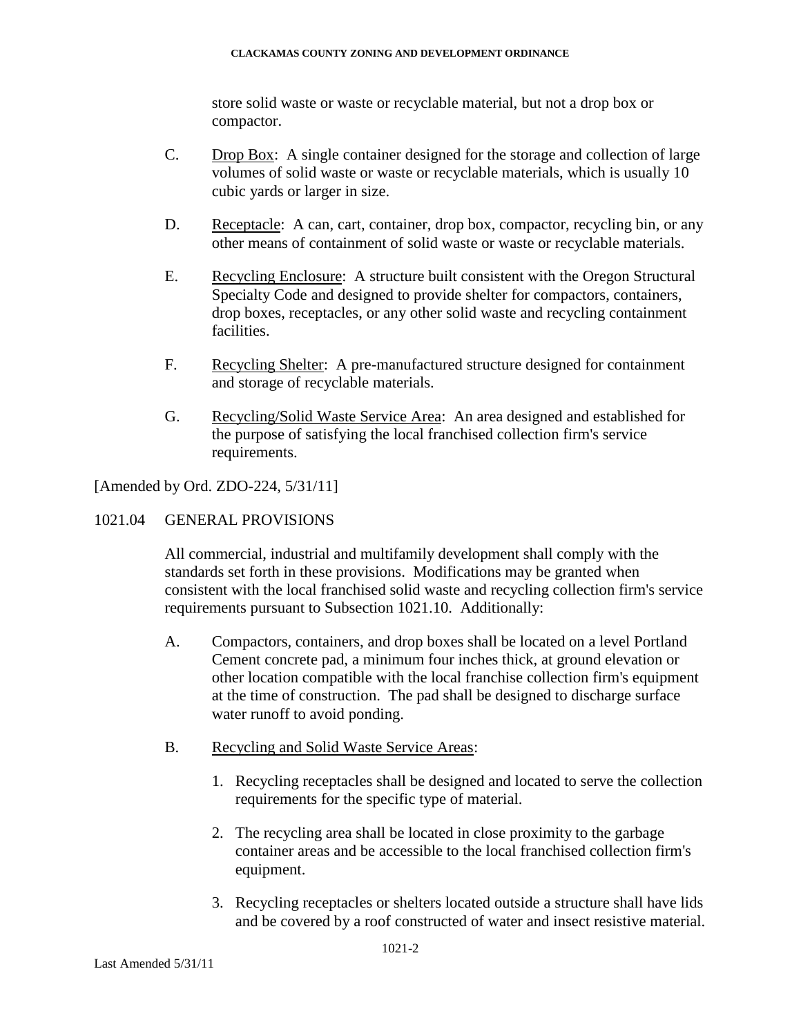store solid waste or waste or recyclable material, but not a drop box or compactor.

C. Drop Box: A single container designed for the storage and collection of large volumes of solid waste or waste or recyclable materials, which is usually 10 cubic yards or larger in size.

D. Receptacle: A can, cart, container, drop box, compactor, recycling bin, or any other means of containment of solid waste or waste or recyclable materials.

E. Recycling Enclosure: A structure built consistent with the Oregon Structural Specialty Code and designed to provide shelter for compactors, containers, drop boxes, receptacles, or any other solid waste and recycling containment facilities.

F. Recycling Shelter: A pre-manufactured structure designed for containment and storage of recyclable materials.

G. Recycling/Solid Waste Service Area: An area designed and established for the purpose of satisfying the local franchised collection firm's service requirements.

[Amended by Ord. ZDO-224, 5/31/11]

## 1021.04 GENERAL PROVISIONS

All commercial, industrial and multifamily development shall comply with the standards set forth in these provisions. Modifications may be granted when consistent with the local franchised solid waste and recycling collection firm's service requirements pursuant to Subsection 1021.10. Additionally:

A. Compactors, containers, and drop boxes shall be located on a level Portland Cement concrete pad, a minimum four inches thick, at ground elevation or other location compatible with the local franchise collection firm's equipment at the time of construction. The pad shall be designed to discharge surface water runoff to avoid ponding.

B. Recycling and Solid Waste Service Areas:

1. Recycling receptacles shall be designed and located to serve the collection requirements for the specific type of material.

2. The recycling area shall be located in close proximity to the garbage container areas and be accessible to the local franchised collection firm's equipment.

3. Recycling receptacles or shelters located outside a structure shall have lids and be covered by a roof constructed of water and insect resistive material.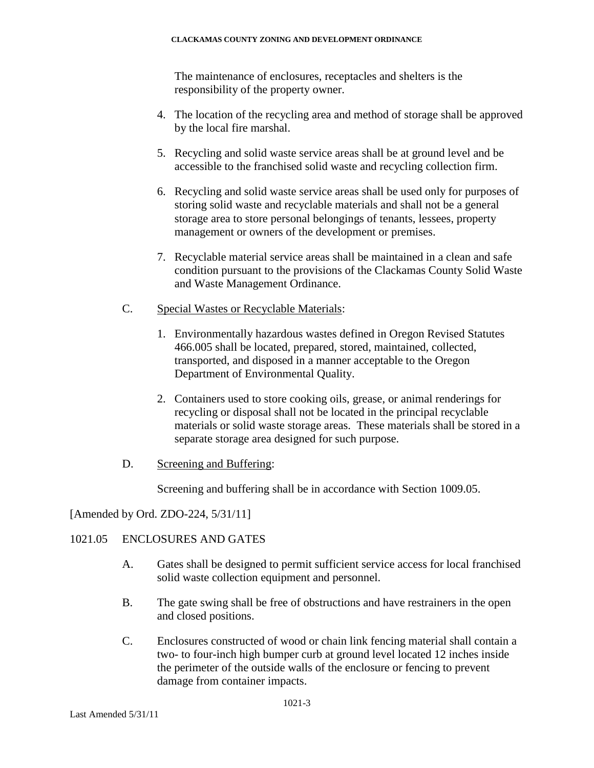The maintenance of enclosures, receptacles and shelters is the responsibility of the property owner.

4. The location of the recycling area and method of storage shall be approved by the local fire marshal.

5. Recycling and solid waste service areas shall be at ground level and be accessible to the franchised solid waste and recycling collection firm.

6. Recycling and solid waste service areas shall be used only for purposes of storing solid waste and recyclable materials and shall not be a general storage area to store personal belongings of tenants, lessees, property management or owners of the development or premises.

7. Recyclable material service areas shall be maintained in a clean and safe condition pursuant to the provisions of the Clackamas County Solid Waste and Waste Management Ordinance.

C. Special Wastes or Recyclable Materials:

1. Environmentally hazardous wastes defined in Oregon Revised Statutes 466.005 shall be located, prepared, stored, maintained, collected, transported, and disposed in a manner acceptable to the Oregon Department of Environmental Quality.

2. Containers used to store cooking oils, grease, or animal renderings for recycling or disposal shall not be located in the principal recyclable materials or solid waste storage areas. These materials shall be stored in a separate storage area designed for such purpose.

D. Screening and Buffering:

Screening and buffering shall be in accordance with Section 1009.05.

[Amended by Ord. ZDO-224, 5/31/11]

## 1021.05 ENCLOSURES AND GATES

A. Gates shall be designed to permit sufficient service access for local franchised solid waste collection equipment and personnel.

B. The gate swing shall be free of obstructions and have restrainers in the open and closed positions.

C. Enclosures constructed of wood or chain link fencing material shall contain a two- to four-inch high bumper curb at ground level located 12 inches inside the perimeter of the outside walls of the enclosure or fencing to prevent damage from container impacts.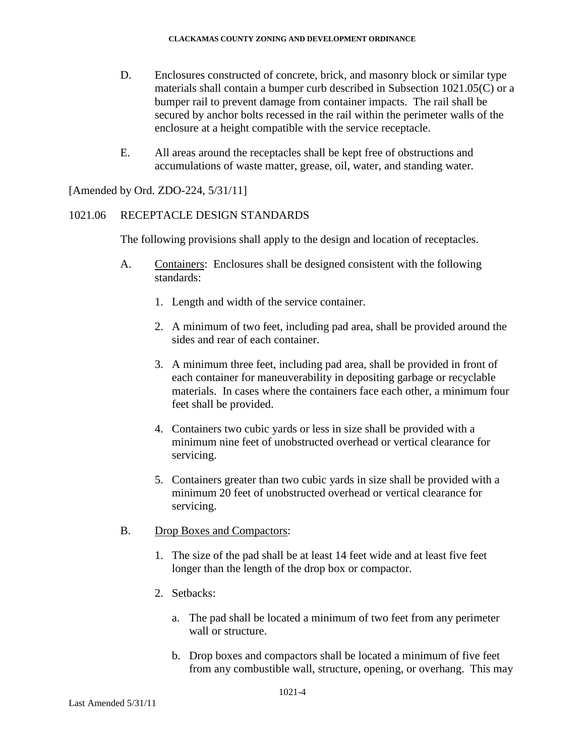D. Enclosures constructed of concrete, brick, and masonry block or similar type materials shall contain a bumper curb described in Subsection 1021.05(C) or a bumper rail to prevent damage from container impacts. The rail shall be secured by anchor bolts recessed in the rail within the perimeter walls of the enclosure at a height compatible with the service receptacle.

E. All areas around the receptacles shall be kept free of obstructions and accumulations of waste matter, grease, oil, water, and standing water.

[Amended by Ord. ZDO-224, 5/31/11]

## 1021.06 RECEPTACLE DESIGN STANDARDS

The following provisions shall apply to the design and location of receptacles.

A. Containers: Enclosures shall be designed consistent with the following standards:

1. Length and width of the service container.
2. A minimum of two feet, including pad area, shall be provided around the sides and rear of each container.
3. A minimum three feet, including pad area, shall be provided in front of each container for maneuverability in depositing garbage or recyclable materials. In cases where the containers face each other, a minimum four feet shall be provided.
4. Containers two cubic yards or less in size shall be provided with a minimum nine feet of unobstructed overhead or vertical clearance for servicing.
5. Containers greater than two cubic yards in size shall be provided with a minimum 20 feet of unobstructed overhead or vertical clearance for servicing.

B. Drop Boxes and Compactors:

1. The size of the pad shall be at least 14 feet wide and at least five feet longer than the length of the drop box or compactor.
2. Setbacks:
   a. The pad shall be located a minimum of two feet from any perimeter wall or structure.
   b. Drop boxes and compactors shall be located a minimum of five feet from any combustible wall, structure, opening, or overhang. This may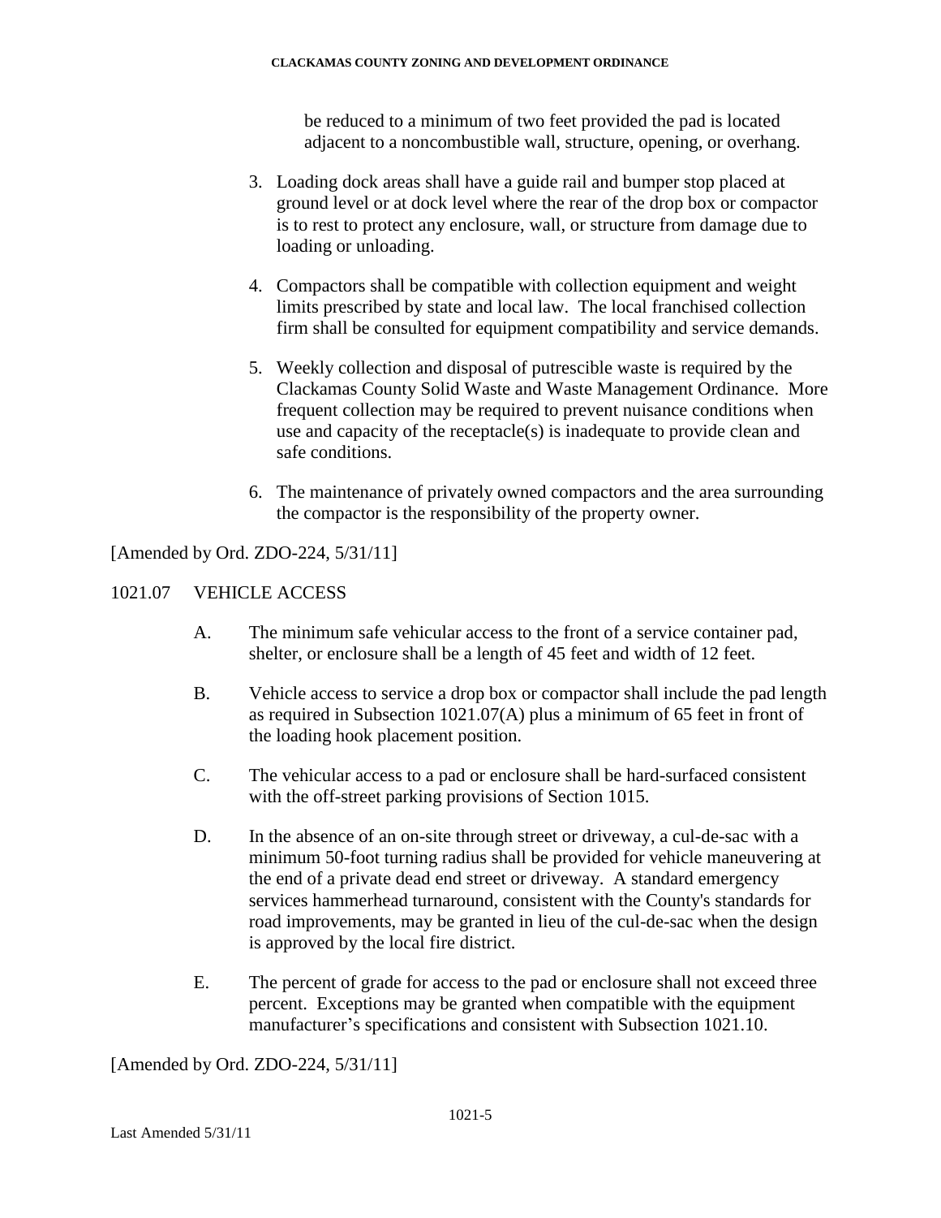be reduced to a minimum of two feet provided the pad is located adjacent to a noncombustible wall, structure, opening, or overhang.

3. Loading dock areas shall have a guide rail and bumper stop placed at ground level or at dock level where the rear of the drop box or compactor is to rest to protect any enclosure, wall, or structure from damage due to loading or unloading.

4. Compactors shall be compatible with collection equipment and weight limits prescribed by state and local law. The local franchised collection firm shall be consulted for equipment compatibility and service demands.

5. Weekly collection and disposal of putrescible waste is required by the Clackamas County Solid Waste and Waste Management Ordinance. More frequent collection may be required to prevent nuisance conditions when use and capacity of the receptacle(s) is inadequate to provide clean and safe conditions.

6. The maintenance of privately owned compactors and the area surrounding the compactor is the responsibility of the property owner.

[Amended by Ord. ZDO-224, 5/31/11]

## 1021.07 VEHICLE ACCESS

A. The minimum safe vehicular access to the front of a service container pad, shelter, or enclosure shall be a length of 45 feet and width of 12 feet.

B. Vehicle access to service a drop box or compactor shall include the pad length as required in Subsection 1021.07(A) plus a minimum of 65 feet in front of the loading hook placement position.

C. The vehicular access to a pad or enclosure shall be hard-surfaced consistent with the off-street parking provisions of Section 1015.

D. In the absence of an on-site through street or driveway, a cul-de-sac with a minimum 50-foot turning radius shall be provided for vehicle maneuvering at the end of a private dead end street or driveway. A standard emergency services hammerhead turnaround, consistent with the County's standards for road improvements, may be granted in lieu of the cul-de-sac when the design is approved by the local fire district.

E. The percent of grade for access to the pad or enclosure shall not exceed three percent. Exceptions may be granted when compatible with the equipment manufacturer's specifications and consistent with Subsection 1021.10.

[Amended by Ord. ZDO-224, 5/31/11]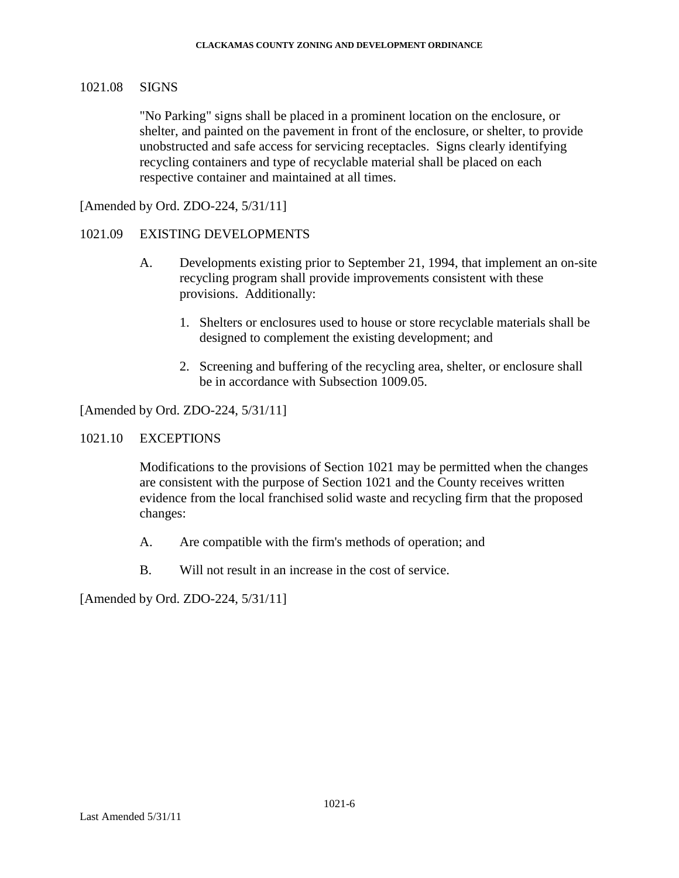## 1021.08 SIGNS

"No Parking" signs shall be placed in a prominent location on the enclosure, or shelter, and painted on the pavement in front of the enclosure, or shelter, to provide unobstructed and safe access for servicing receptacles. Signs clearly identifying recycling containers and type of recyclable material shall be placed on each respective container and maintained at all times.

[Amended by Ord. ZDO-224, 5/31/11]

## 1021.09 EXISTING DEVELOPMENTS

A. Developments existing prior to September 21, 1994, that implement an on-site recycling program shall provide improvements consistent with these provisions. Additionally:

1. Shelters or enclosures used to house or store recyclable materials shall be designed to complement the existing development; and

2. Screening and buffering of the recycling area, shelter, or enclosure shall be in accordance with Subsection 1009.05.

[Amended by Ord. ZDO-224, 5/31/11]

## 1021.10 EXCEPTIONS

Modifications to the provisions of Section 1021 may be permitted when the changes are consistent with the purpose of Section 1021 and the County receives written evidence from the local franchised solid waste and recycling firm that the proposed changes:

A. Are compatible with the firm's methods of operation; and

B. Will not result in an increase in the cost of service.

[Amended by Ord. ZDO-224, 5/31/11]